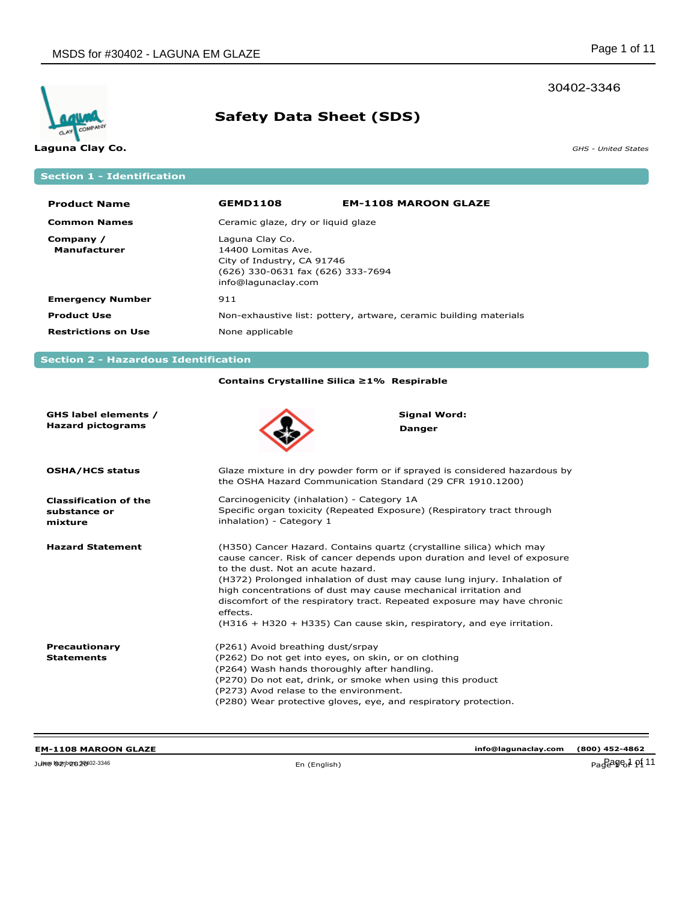30402-3346

Laguna Clay Co.

# Safety Data Sheet (SDS)

*GHS - United States*

## Section 1 - Identification

| | |
|---|---|
| **Product Name** | **GEMD1108** **EM-1108 MAROON GLAZE** |
| **Common Names** | Ceramic glaze, dry or liquid glaze |
| **Company / Manufacturer** | Laguna Clay Co.<br>14400 Lomitas Ave.<br>City of Industry, CA 91746<br>(626) 330-0631 fax (626) 333-7694<br>info@lagunaclay.com |
| **Emergency Number** | 911 |
| **Product Use** | Non-exhaustive list: pottery, artware, ceramic building materials |
| **Restrictions on Use** | None applicable |

## Section 2 - Hazardous Identification

**Contains Crystalline Silica ≥1% Respirable**

| | |
|---|---|
| **GHS label elements / Hazard pictograms** | **Signal Word:** **Danger** |
| **OSHA/HCS status** | Glaze mixture in dry powder form or if sprayed is considered hazardous by the OSHA Hazard Communication Standard (29 CFR 1910.1200) |
| **Classification of the substance or mixture** | Carcinogenicity (inhalation) - Category 1A<br>Specific organ toxicity (Repeated Exposure) (Respiratory tract through inhalation) - Category 1 |
| **Hazard Statement** | (H350) Cancer Hazard. Contains quartz (crystalline silica) which may cause cancer. Risk of cancer depends upon duration and level of exposure to the dust. Not an acute hazard.<br>(H372) Prolonged inhalation of dust may cause lung injury. Inhalation of high concentrations of dust may cause mechanical irritation and discomfort of the respiratory tract. Repeated exposure may have chronic effects.<br>(H316 + H320 + H335) Can cause skin, respiratory, and eye irritation. |
| **Precautionary Statements** | (P261) Avoid breathing dust/srpay<br>(P262) Do not get into eyes, on skin, or on clothing<br>(P264) Wash hands thoroughly after handling.<br>(P270) Do not eat, drink, or smoke when using this product<br>(P273) Avod relase to the environment.<br>(P280) Wear protective gloves, eye, and respiratory protection. |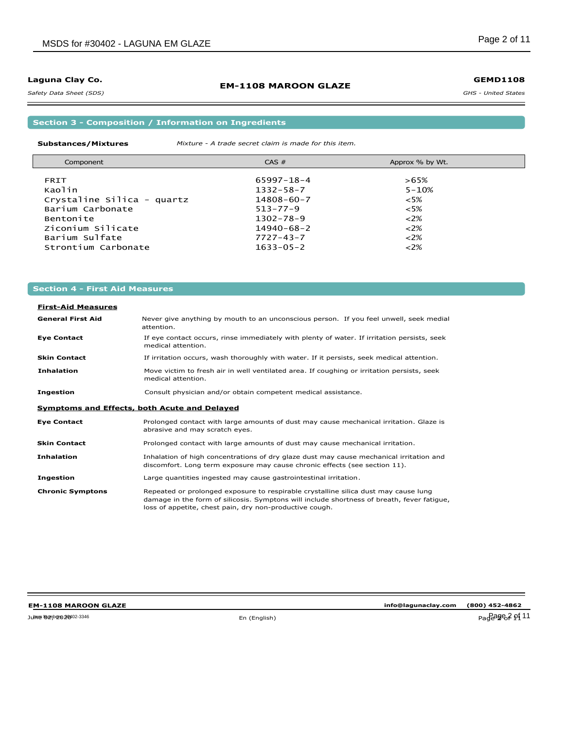## Section 3 - Composition / Information on Ingredients

**Substances/Mixtures** *Mixture - A trade secret claim is made for this item.*

| Component | CAS # | Approx % by Wt. |
|---|---|---|
| FRIT | 65997-18-4 | >65% |
| Kaolin | 1332-58-7 | 5-10% |
| Crystaline Silica - quartz | 14808-60-7 | <5% |
| Barium Carbonate | 513-77-9 | <5% |
| Bentonite | 1302-78-9 | <2% |
| Ziconium Silicate | 14940-68-2 | <2% |
| Barium Sulfate | 7727-43-7 | <2% |
| Strontium Carbonate | 1633-05-2 | <2% |

## Section 4 - First Aid Measures

### First-Aid Measures

**General First Aid** Never give anything by mouth to an unconscious person. If you feel unwell, seek medial attention.

**Eye Contact** If eye contact occurs, rinse immediately with plenty of water. If irritation persists, seek medical attention.

**Skin Contact** If irritation occurs, wash thoroughly with water. If it persists, seek medical attention.

**Inhalation** Move victim to fresh air in well ventilated area. If coughing or irritation persists, seek medical attention.

**Ingestion** Consult physician and/or obtain competent medical assistance.

### Symptoms and Effects, both Acute and Delayed

**Eye Contact** Prolonged contact with large amounts of dust may cause mechanical irritation. Glaze is abrasive and may scratch eyes.

**Skin Contact** Prolonged contact with large amounts of dust may cause mechanical irritation.

**Inhalation** Inhalation of high concentrations of dry glaze dust may cause mechanical irritation and discomfort. Long term exposure may cause chronic effects (see section 11).

**Ingestion** Large quantities ingested may cause gastrointestinal irritation.

**Chronic Symptons** Repeated or prolonged exposure to respirable crystalline silica dust may cause lung damage in the form of silicosis. Symptons will include shortness of breath, fever fatigue, loss of appetite, chest pain, dry non-productive cough.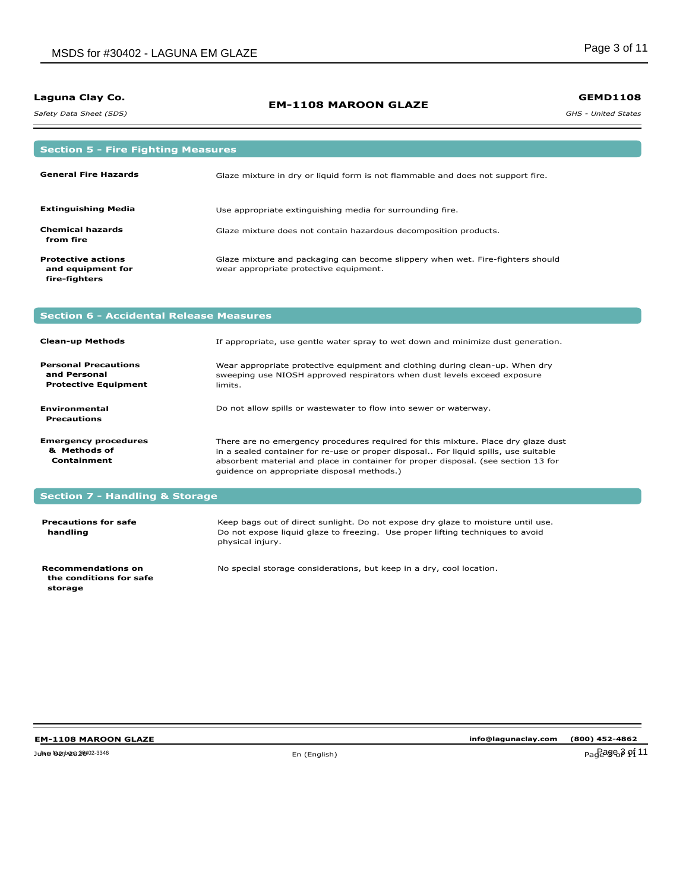## Section 5 - Fire Fighting Measures

| | |
|---|---|
| **General Fire Hazards** | Glaze mixture in dry or liquid form is not flammable and does not support fire. |
| **Extinguishing Media** | Use appropriate extinguishing media for surrounding fire. |
| **Chemical hazards from fire** | Glaze mixture does not contain hazardous decomposition products. |
| **Protective actions and equipment for fire-fighters** | Glaze mixture and packaging can become slippery when wet. Fire-fighters should wear appropriate protective equipment. |

## Section 6 - Accidental Release Measures

| | |
|---|---|
| **Clean-up Methods** | If appropriate, use gentle water spray to wet down and minimize dust generation. |
| **Personal Precautions and Personal Protective Equipment** | Wear appropriate protective equipment and clothing during clean-up. When dry sweeping use NIOSH approved respirators when dust levels exceed exposure limits. |
| **Environmental Precautions** | Do not allow spills or wastewater to flow into sewer or waterway. |
| **Emergency procedures & Methods of Containment** | There are no emergency procedures required for this mixture. Place dry glaze dust in a sealed container for re-use or proper disposal.. For liquid spills, use suitable absorbent material and place in container for proper disposal. (see section 13 for guidence on appropriate disposal methods.) |

## Section 7 - Handling & Storage

| | |
|---|---|
| **Precautions for safe handling** | Keep bags out of direct sunlight. Do not expose dry glaze to moisture until use. Do not expose liquid glaze to freezing. Use proper lifting techniques to avoid physical injury. |
| **Recommendations on the conditions for safe storage** | No special storage considerations, but keep in a dry, cool location. |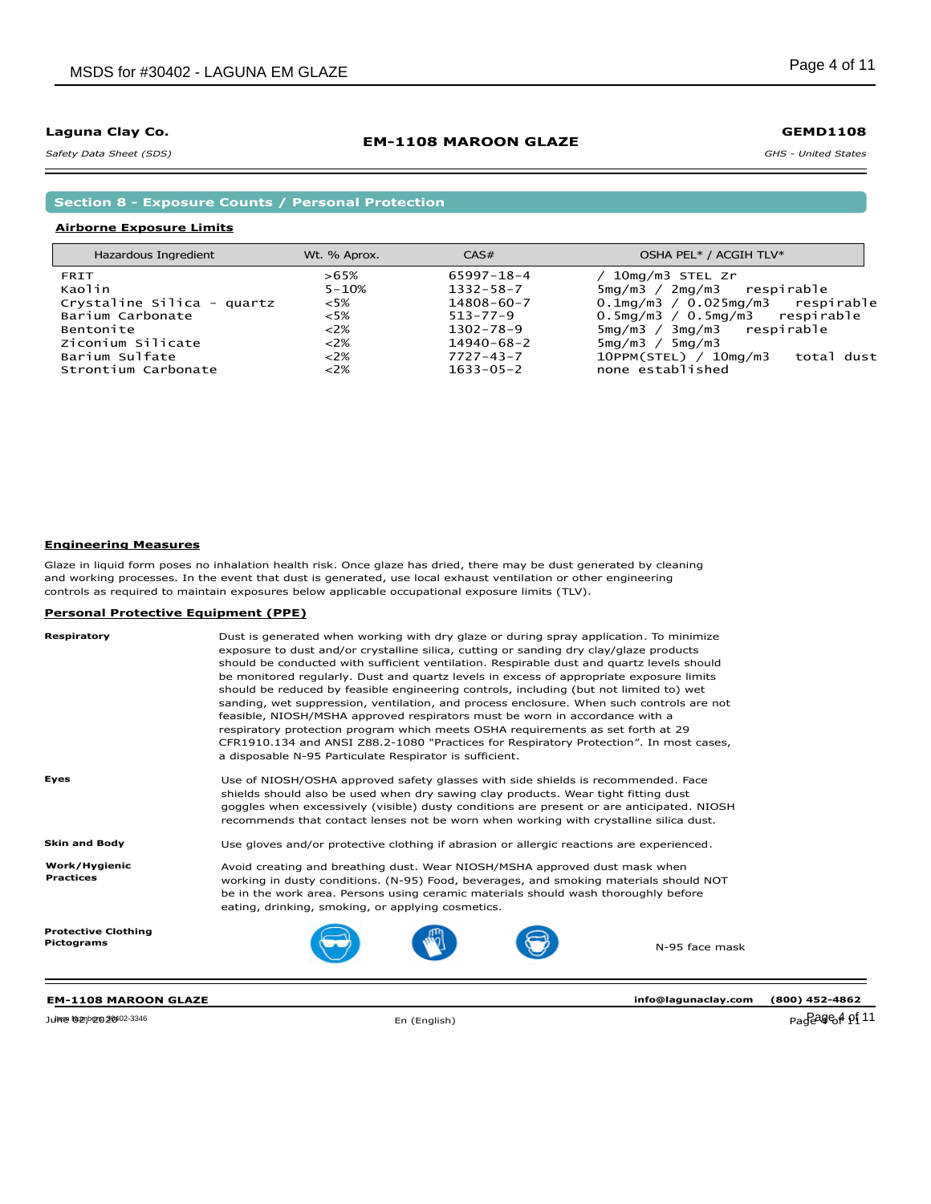Laguna Clay Co.

*Safety Data Sheet (SDS)*

**EM-1108 MAROON GLAZE**

**GEMD1108**

*GHS - United States*

## Section 8 - Exposure Counts / Personal Protection

### Airborne Exposure Limits

| Hazardous Ingredient | Wt. % Aprox. | CAS# | OSHA PEL* / ACGIH TLV* |
|---|---|---|---|
| FRIT | >65% | 65997-18-4 | / 10mg/m3 STEL Zr |
| Kaolin | 5-10% | 1332-58-7 | 5mg/m3 / 2mg/m3 respirable |
| Crystaline Silica - quartz | <5% | 14808-60-7 | 0.1mg/m3 / 0.025mg/m3 respirable |
| Barium Carbonate | <5% | 513-77-9 | 0.5mg/m3 / 0.5mg/m3 respirable |
| Bentonite | <2% | 1302-78-9 | 5mg/m3 / 3mg/m3 respirable |
| Ziconium Silicate | <2% | 14940-68-2 | 5mg/m3 / 5mg/m3 |
| Barium Sulfate | <2% | 7727-43-7 | 10PPM(STEL) / 10mg/m3 total dust |
| Strontium Carbonate | <2% | 1633-05-2 | none established |

### Engineering Measures

Glaze in liquid form poses no inhalation health risk. Once glaze has dried, there may be dust generated by cleaning and working processes. In the event that dust is generated, use local exhaust ventilation or other engineering controls as required to maintain exposures below applicable occupational exposure limits (TLV).

### Personal Protective Equipment (PPE)

**Respiratory**

Dust is generated when working with dry glaze or during spray application. To minimize exposure to dust and/or crystalline silica, cutting or sanding dry clay/glaze products should be conducted with sufficient ventilation. Respirable dust and quartz levels should be monitored regularly. Dust and quartz levels in excess of appropriate exposure limits should be reduced by feasible engineering controls, including (but not limited to) wet sanding, wet suppression, ventilation, and process enclosure. When such controls are not feasible, NIOSH/MSHA approved respirators must be worn in accordance with a respiratory protection program which meets OSHA requirements as set forth at 29 CFR1910.134 and ANSI Z88.2-1080 "Practices for Respiratory Protection". In most cases, a disposable N-95 Particulate Respirator is sufficient.

**Eyes**

Use of NIOSH/OSHA approved safety glasses with side shields is recommended. Face shields should also be used when dry sawing clay products. Wear tight fitting dust goggles when excessively (visible) dusty conditions are present or are anticipated. NIOSH recommends that contact lenses not be worn when working with crystalline silica dust.

**Skin and Body**

Use gloves and/or protective clothing if abrasion or allergic reactions are experienced.

**Work/Hygienic Practices**

Avoid creating and breathing dust. Wear NIOSH/MSHA approved dust mask when working in dusty conditions. (N-95) Food, beverages, and smoking materials should NOT be in the work area. Persons using ceramic materials should wash thoroughly before eating, drinking, smoking, or applying cosmetics.

**Protective Clothing Pictograms**

N-95 face mask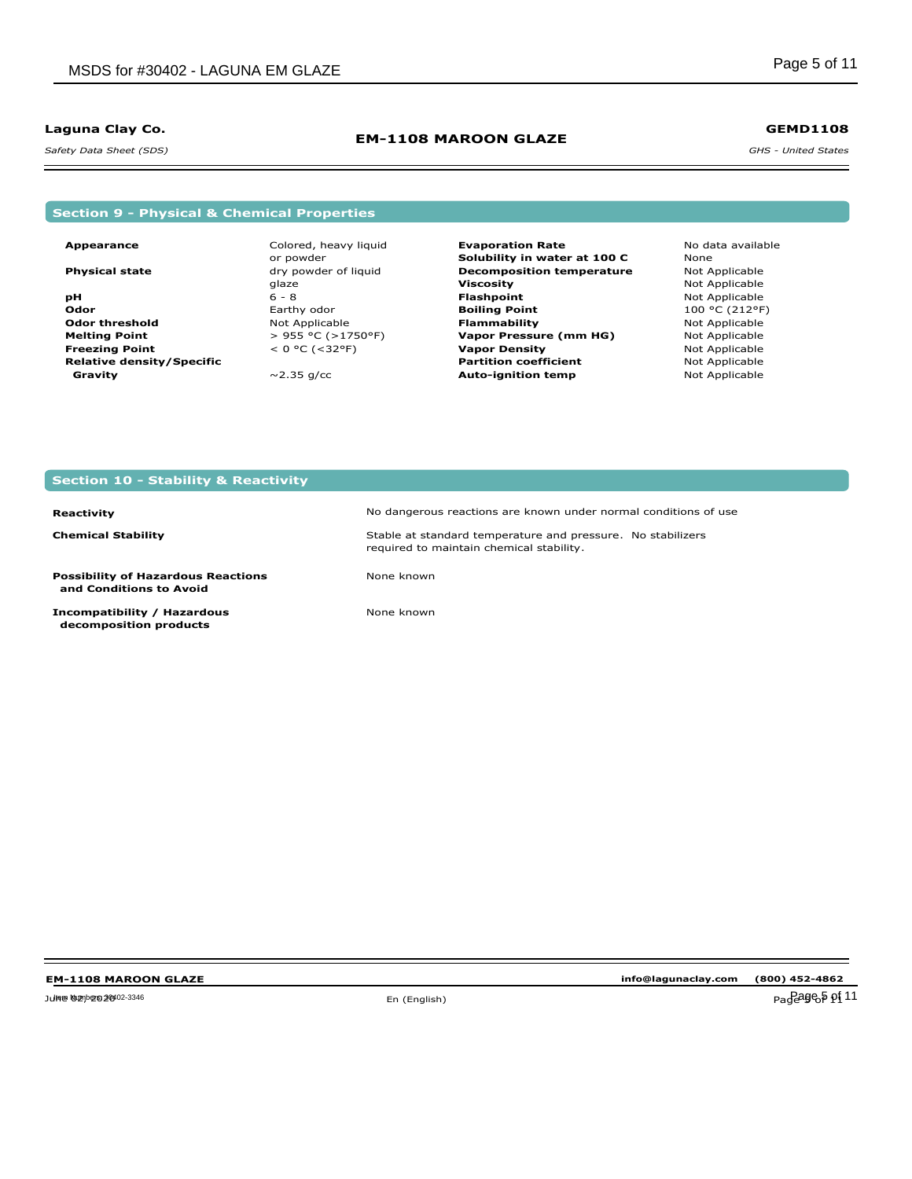## Section 9 - Physical & Chemical Properties

| Property | Value | Property | Value |
|---|---|---|---|
| **Appearance** | Colored, heavy liquid or powder | **Evaporation Rate** | No data available |
| **Physical state** | dry powder of liquid glaze | **Solubility in water at 100 C** | None |
| **pH** | 6 - 8 | **Decomposition temperature** | Not Applicable |
| **Odor** | Earthy odor | **Viscosity** | Not Applicable |
| **Odor threshold** | Not Applicable | **Flashpoint** | Not Applicable |
| **Melting Point** | > 955 °C (>1750°F) | **Boiling Point** | 100 °C (212°F) |
| **Freezing Point** | < 0 °C (<32°F) | **Flammability** | Not Applicable |
| **Relative density/Specific Gravity** | ~2.35 g/cc | **Vapor Pressure (mm HG)** | Not Applicable |
| | | **Vapor Density** | Not Applicable |
| | | **Partition coefficient** | Not Applicable |
| | | **Auto-ignition temp** | Not Applicable |

## Section 10 - Stability & Reactivity

| | |
|---|---|
| **Reactivity** | No dangerous reactions are known under normal conditions of use |
| **Chemical Stability** | Stable at standard temperature and pressure. No stabilizers required to maintain chemical stability. |
| **Possibility of Hazardous Reactions and Conditions to Avoid** | None known |
| **Incompatibility / Hazardous decomposition products** | None known |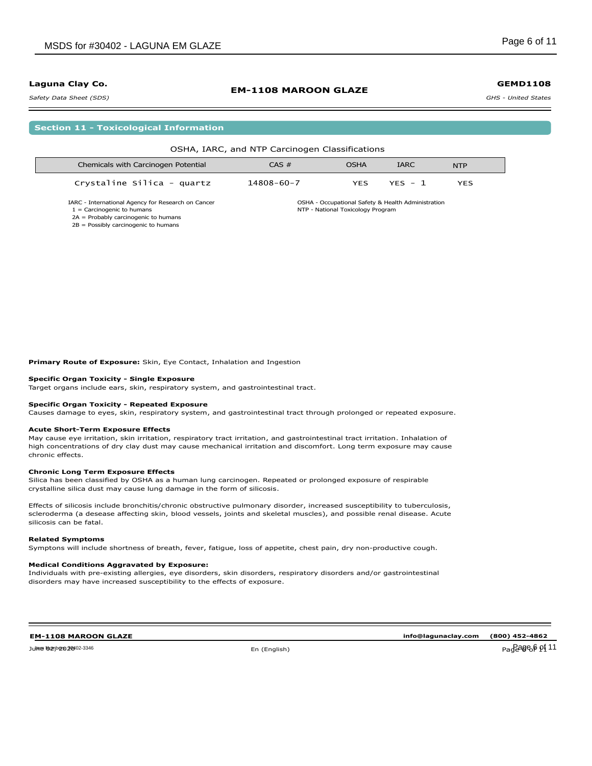## Section 11 - Toxicological Information

OSHA, IARC, and NTP Carcinogen Classifications

| Chemicals with Carcinogen Potential | CAS # | OSHA | IARC | NTP |
|---|---|---|---|---|
| Crystaline Silica - quartz | 14808-60-7 | YES | YES - 1 | YES |

IARC - International Agency for Research on Cancer
1 = Carcinogenic to humans
2A = Probably carcinogenic to humans
2B = Possibly carcinogenic to humans

OSHA - Occupational Safety & Health Administration
NTP - National Toxicology Program

**Primary Route of Exposure:** Skin, Eye Contact, Inhalation and Ingestion

**Specific Organ Toxicity - Single Exposure**
Target organs include ears, skin, respiratory system, and gastrointestinal tract.

**Specific Organ Toxicity - Repeated Exposure**
Causes damage to eyes, skin, respiratory system, and gastrointestinal tract through prolonged or repeated exposure.

**Acute Short-Term Exposure Effects**
May cause eye irritation, skin irritation, respiratory tract irritation, and gastrointestinal tract irritation. Inhalation of high concentrations of dry clay dust may cause mechanical irritation and discomfort. Long term exposure may cause chronic effects.

**Chronic Long Term Exposure Effects**
Silica has been classified by OSHA as a human lung carcinogen. Repeated or prolonged exposure of respirable crystalline silica dust may cause lung damage in the form of silicosis.

Effects of silicosis include bronchitis/chronic obstructive pulmonary disorder, increased susceptibility to tuberculosis, scleroderma (a desease affecting skin, blood vessels, joints and skeletal muscles), and possible renal disease. Acute silicosis can be fatal.

**Related Symptoms**
Symptons will include shortness of breath, fever, fatigue, loss of appetite, chest pain, dry non-productive cough.

**Medical Conditions Aggravated by Exposure:**
Individuals with pre-existing allergies, eye disorders, skin disorders, respiratory disorders and/or gastrointestinal disorders may have increased susceptibility to the effects of exposure.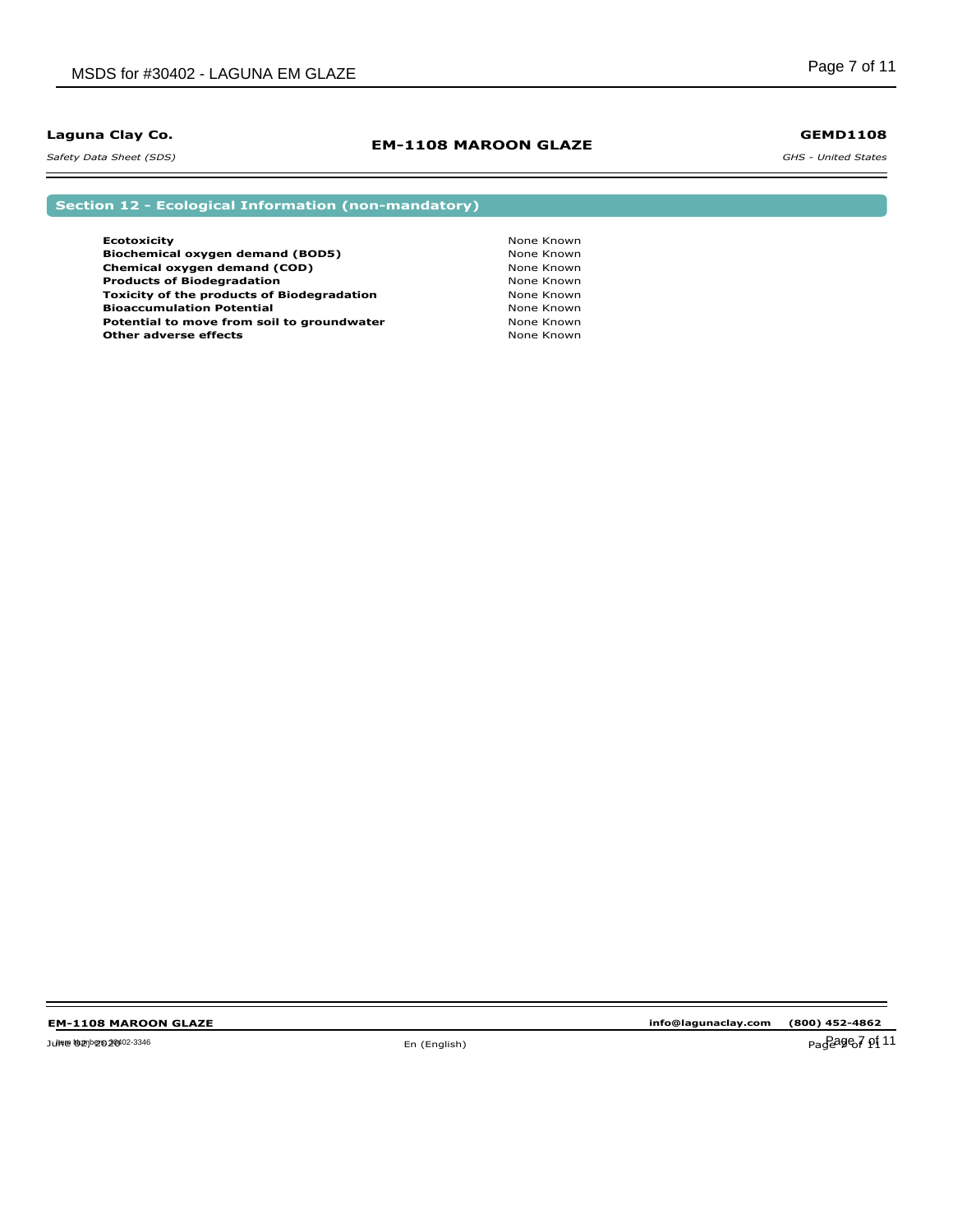## Section 12 - Ecological Information (non-mandatory)

| | |
|---|---|
| **Ecotoxicity** | None Known |
| **Biochemical oxygen demand (BOD5)** | None Known |
| **Chemical oxygen demand (COD)** | None Known |
| **Products of Biodegradation** | None Known |
| **Toxicity of the products of Biodegradation** | None Known |
| **Bioaccumulation Potential** | None Known |
| **Potential to move from soil to groundwater** | None Known |
| **Other adverse effects** | None Known |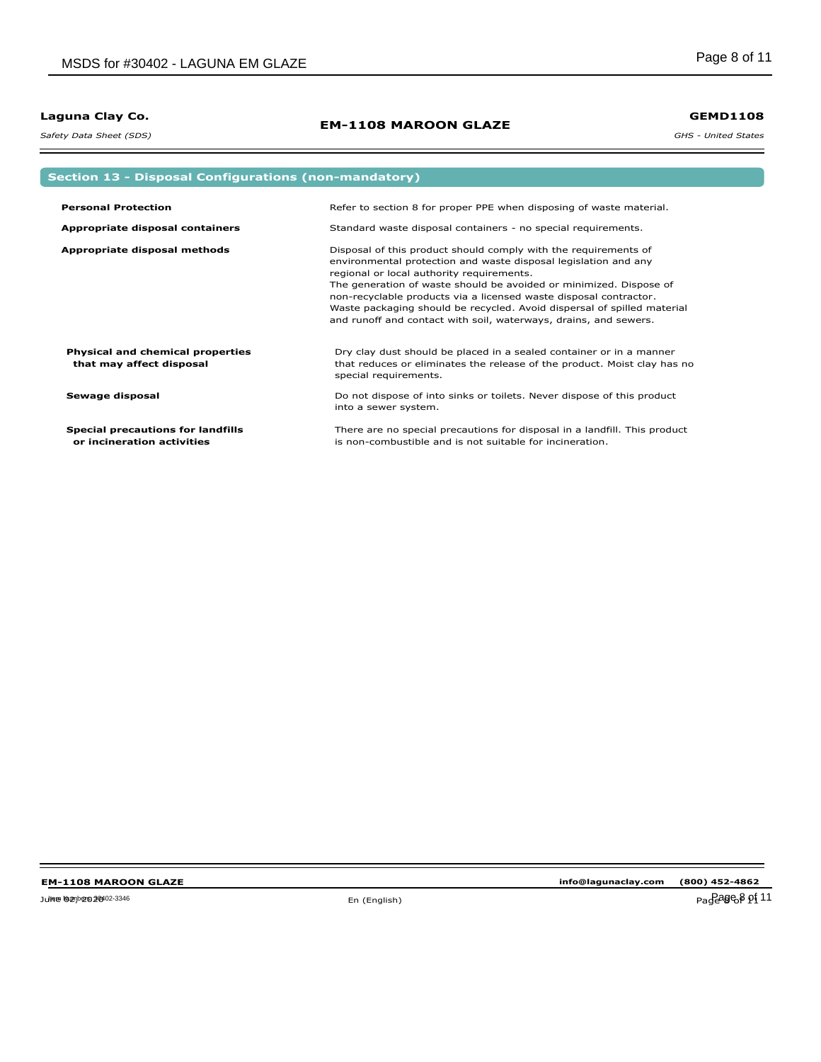## Section 13 - Disposal Configurations (non-mandatory)

| | |
|---|---|
| **Personal Protection** | Refer to section 8 for proper PPE when disposing of waste material. |
| **Appropriate disposal containers** | Standard waste disposal containers - no special requirements. |
| **Appropriate disposal methods** | Disposal of this product should comply with the requirements of environmental protection and waste disposal legislation and any regional or local authority requirements. The generation of waste should be avoided or minimized. Dispose of non-recyclable products via a licensed waste disposal contractor. Waste packaging should be recycled. Avoid dispersal of spilled material and runoff and contact with soil, waterways, drains, and sewers. |
| **Physical and chemical properties that may affect disposal** | Dry clay dust should be placed in a sealed container or in a manner that reduces or eliminates the release of the product. Moist clay has no special requirements. |
| **Sewage disposal** | Do not dispose of into sinks or toilets. Never dispose of this product into a sewer system. |
| **Special precautions for landfills or incineration activities** | There are no special precautions for disposal in a landfill. This product is non-combustible and is not suitable for incineration. |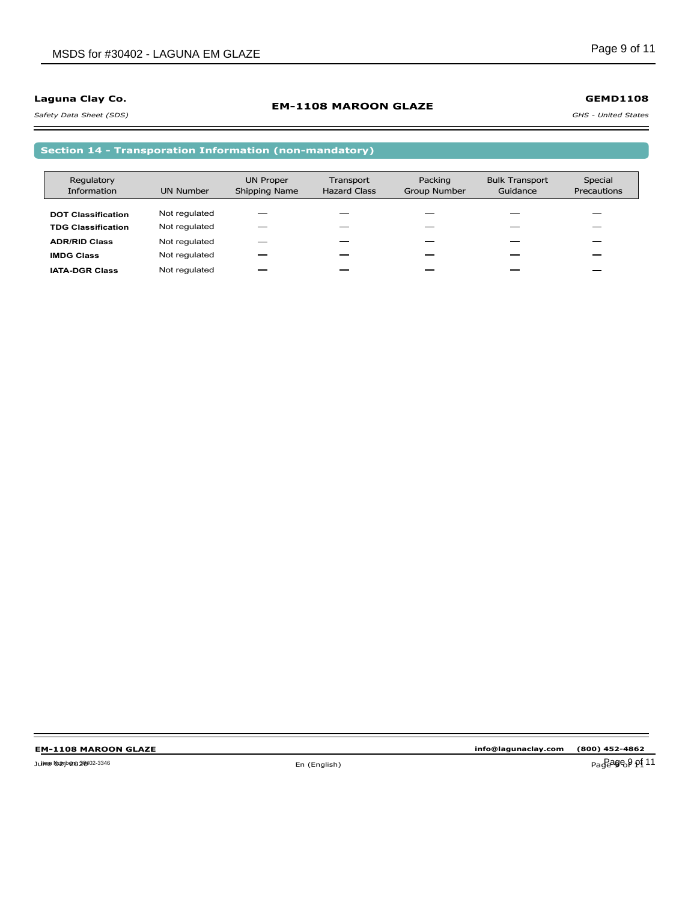## Section 14 - Transporation Information (non-mandatory)

| Regulatory Information | UN Number | UN Proper Shipping Name | Transport Hazard Class | Packing Group Number | Bulk Transport Guidance | Special Precautions |
|---|---|---|---|---|---|---|
| **DOT Classification** | Not regulated | — | — | — | — | — |
| **TDG Classification** | Not regulated | — | — | — | — | — |
| **ADR/RID Class** | Not regulated | — | — | — | — | — |
| **IMDG Class** | Not regulated | — | — | — | — | — |
| **IATA-DGR Class** | Not regulated | — | — | — | — | — |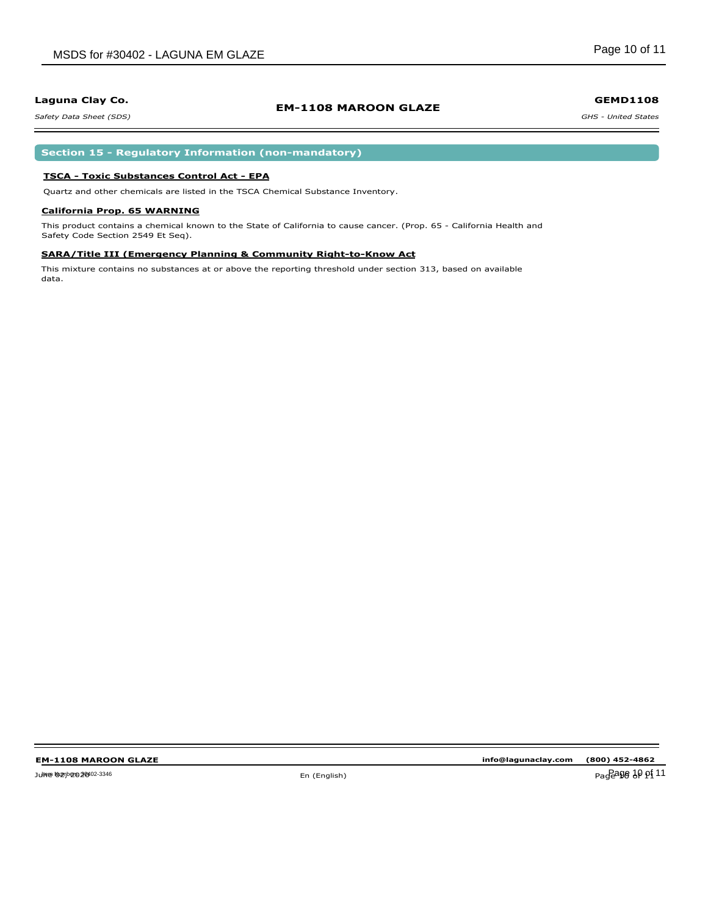## Section 15 - Regulatory Information (non-mandatory)

### TSCA - Toxic Substances Control Act - EPA

Quartz and other chemicals are listed in the TSCA Chemical Substance Inventory.

### California Prop. 65 WARNING

This product contains a chemical known to the State of California to cause cancer. (Prop. 65 - California Health and Safety Code Section 2549 Et Seq).

### SARA/Title III (Emergency Planning & Community Right-to-Know Act

This mixture contains no substances at or above the reporting threshold under section 313, based on available data.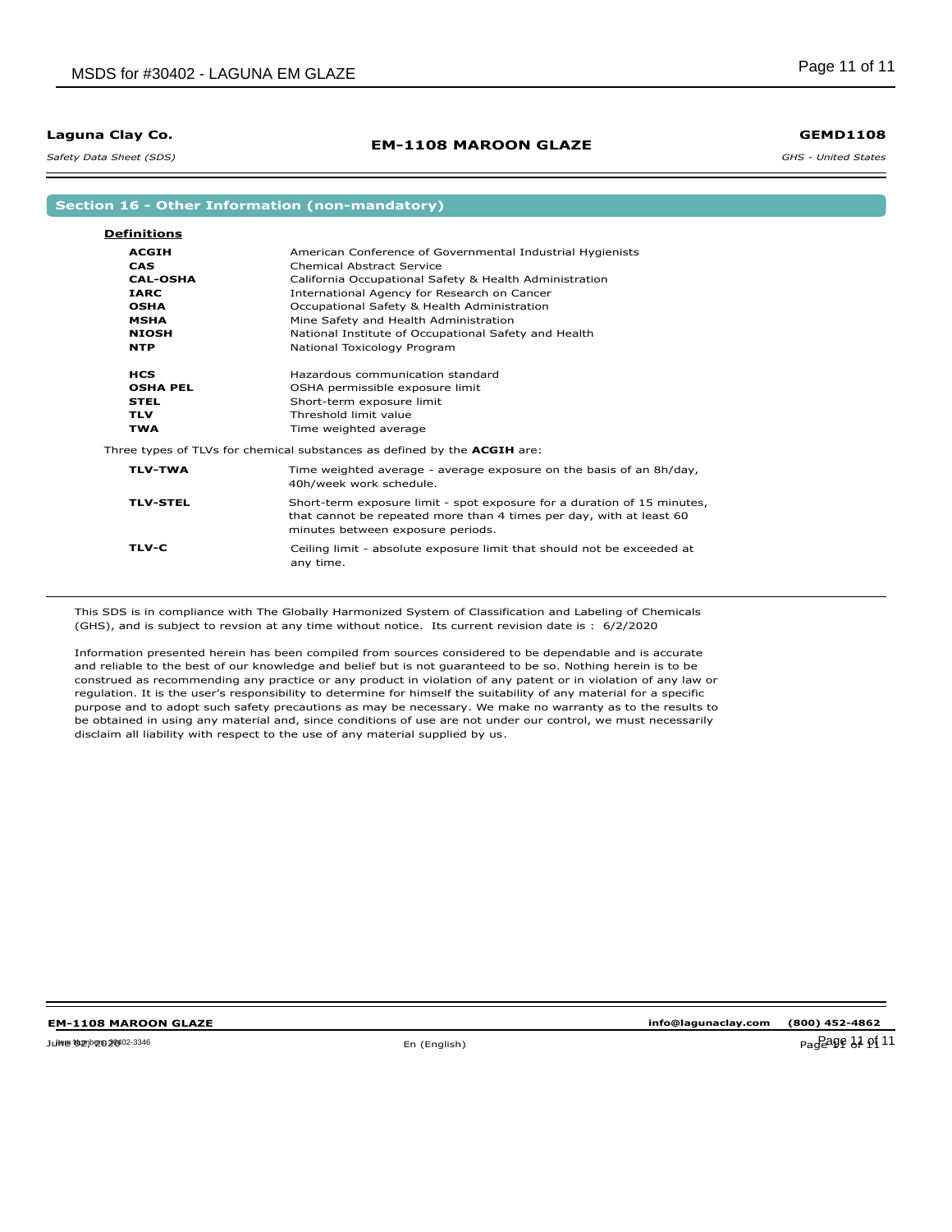## Section 16 - Other Information (non-mandatory)

**Definitions**

| | |
|---|---|
| **ACGIH** | American Conference of Governmental Industrial Hygienists |
| **CAS** | Chemical Abstract Service |
| **CAL-OSHA** | California Occupational Safety & Health Administration |
| **IARC** | International Agency for Research on Cancer |
| **OSHA** | Occupational Safety & Health Administration |
| **MSHA** | Mine Safety and Health Administration |
| **NIOSH** | National Institute of Occupational Safety and Health |
| **NTP** | National Toxicology Program |
| **HCS** | Hazardous communication standard |
| **OSHA PEL** | OSHA permissible exposure limit |
| **STEL** | Short-term exposure limit |
| **TLV** | Threshold limit value |
| **TWA** | Time weighted average |

Three types of TLVs for chemical substances as defined by the **ACGIH** are:

| | |
|---|---|
| **TLV-TWA** | Time weighted average - average exposure on the basis of an 8h/day, 40h/week work schedule. |
| **TLV-STEL** | Short-term exposure limit - spot exposure for a duration of 15 minutes, that cannot be repeated more than 4 times per day, with at least 60 minutes between exposure periods. |
| **TLV-C** | Ceiling limit - absolute exposure limit that should not be exceeded at any time. |

This SDS is in compliance with The Globally Harmonized System of Classification and Labeling of Chemicals (GHS), and is subject to revsion at any time without notice. Its current revision date is : 6/2/2020

Information presented herein has been compiled from sources considered to be dependable and is accurate and reliable to the best of our knowledge and belief but is not guaranteed to be so. Nothing herein is to be construed as recommending any practice or any product in violation of any patent or in violation of any law or regulation. It is the user's responsibility to determine for himself the suitability of any material for a specific purpose and to adopt such safety precautions as may be necessary. We make no warranty as to the results to be obtained in using any material and, since conditions of use are not under our control, we must necessarily disclaim all liability with respect to the use of any material supplied by us.